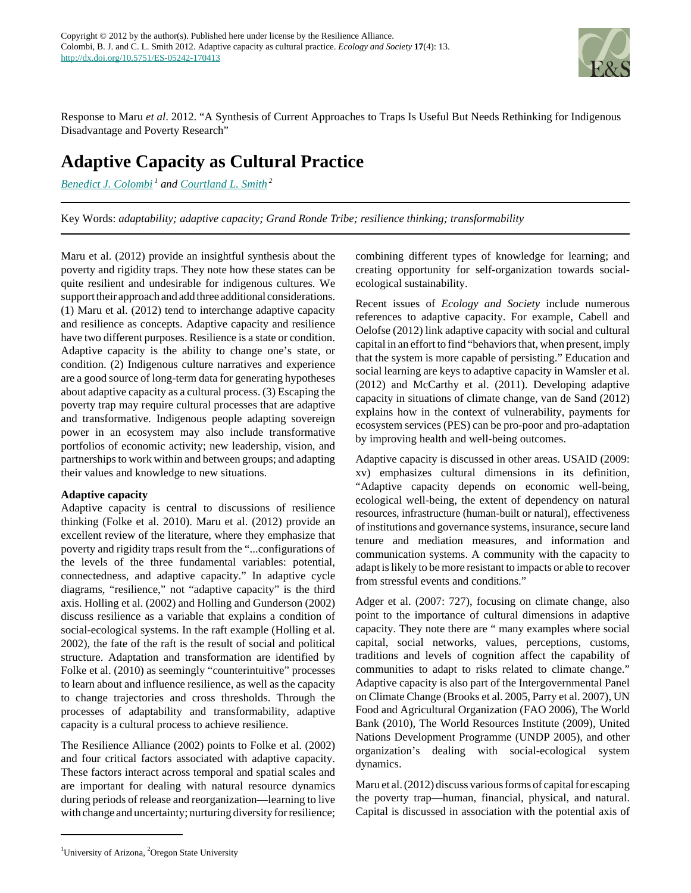Copyright © 2012 by the author(s). Published here under license by the Resilience Alliance.
Colombi, B. J. and C. L. Smith 2012. Adaptive capacity as cultural practice. *Ecology and Society* **17**(4): 13.
http://dx.doi.org/10.5751/ES-05242-170413

Response to Maru *et al*. 2012. "A Synthesis of Current Approaches to Traps Is Useful But Needs Rethinking for Indigenous Disadvantage and Poverty Research"

# Adaptive Capacity as Cultural Practice

*Benedict J. Colombi*[1] *and Courtland L. Smith*[2]

Key Words: *adaptability; adaptive capacity; Grand Ronde Tribe; resilience thinking; transformability*

Maru et al. (2012) provide an insightful synthesis about the poverty and rigidity traps. They note how these states can be quite resilient and undesirable for indigenous cultures. We support their approach and add three additional considerations. (1) Maru et al. (2012) tend to interchange adaptive capacity and resilience as concepts. Adaptive capacity and resilience have two different purposes. Resilience is a state or condition. Adaptive capacity is the ability to change one's state, or condition. (2) Indigenous culture narratives and experience are a good source of long-term data for generating hypotheses about adaptive capacity as a cultural process. (3) Escaping the poverty trap may require cultural processes that are adaptive and transformative. Indigenous people adapting sovereign power in an ecosystem may also include transformative portfolios of economic activity; new leadership, vision, and partnerships to work within and between groups; and adapting their values and knowledge to new situations.

**Adaptive capacity**

Adaptive capacity is central to discussions of resilience thinking (Folke et al. 2010). Maru et al. (2012) provide an excellent review of the literature, where they emphasize that poverty and rigidity traps result from the "...configurations of the levels of the three fundamental variables: potential, connectedness, and adaptive capacity." In adaptive cycle diagrams, "resilience," not "adaptive capacity" is the third axis. Holling et al. (2002) and Holling and Gunderson (2002) discuss resilience as a variable that explains a condition of social-ecological systems. In the raft example (Holling et al. 2002), the fate of the raft is the result of social and political structure. Adaptation and transformation are identified by Folke et al. (2010) as seemingly "counterintuitive" processes to learn about and influence resilience, as well as the capacity to change trajectories and cross thresholds. Through the processes of adaptability and transformability, adaptive capacity is a cultural process to achieve resilience.

The Resilience Alliance (2002) points to Folke et al. (2002) and four critical factors associated with adaptive capacity. These factors interact across temporal and spatial scales and are important for dealing with natural resource dynamics during periods of release and reorganization—learning to live with change and uncertainty; nurturing diversity for resilience; combining different types of knowledge for learning; and creating opportunity for self-organization towards social-ecological sustainability.

Recent issues of *Ecology and Society* include numerous references to adaptive capacity. For example, Cabell and Oelofse (2012) link adaptive capacity with social and cultural capital in an effort to find "behaviors that, when present, imply that the system is more capable of persisting." Education and social learning are keys to adaptive capacity in Wamsler et al. (2012) and McCarthy et al. (2011). Developing adaptive capacity in situations of climate change, van de Sand (2012) explains how in the context of vulnerability, payments for ecosystem services (PES) can be pro-poor and pro-adaptation by improving health and well-being outcomes.

Adaptive capacity is discussed in other areas. USAID (2009: xv) emphasizes cultural dimensions in its definition, "Adaptive capacity depends on economic well-being, ecological well-being, the extent of dependency on natural resources, infrastructure (human-built or natural), effectiveness of institutions and governance systems, insurance, secure land tenure and mediation measures, and information and communication systems. A community with the capacity to adapt is likely to be more resistant to impacts or able to recover from stressful events and conditions."

Adger et al. (2007: 727), focusing on climate change, also point to the importance of cultural dimensions in adaptive capacity. They note there are " many examples where social capital, social networks, values, perceptions, customs, traditions and levels of cognition affect the capability of communities to adapt to risks related to climate change." Adaptive capacity is also part of the Intergovernmental Panel on Climate Change (Brooks et al. 2005, Parry et al. 2007), UN Food and Agricultural Organization (FAO 2006), The World Bank (2010), The World Resources Institute (2009), United Nations Development Programme (UNDP 2005), and other organization's dealing with social-ecological system dynamics.

Maru et al. (2012) discuss various forms of capital for escaping the poverty trap—human, financial, physical, and natural. Capital is discussed in association with the potential axis of

[1]University of Arizona, [2]Oregon State University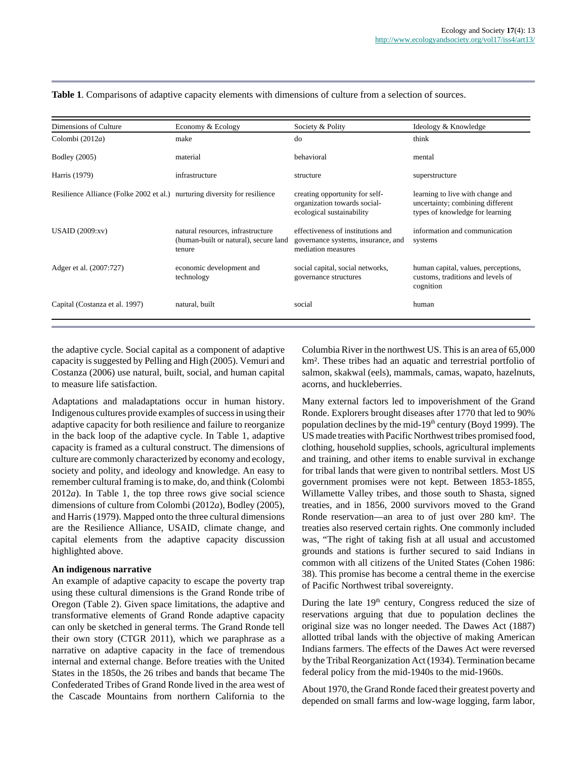**Table 1**. Comparisons of adaptive capacity elements with dimensions of culture from a selection of sources.

| Dimensions of Culture | Economy & Ecology | Society & Polity | Ideology & Knowledge |
|---|---|---|---|
| Colombi (2012*a*) | make | do | think |
| Bodley (2005) | material | behavioral | mental |
| Harris (1979) | infrastructure | structure | superstructure |
| Resilience Alliance (Folke 2002 et al.) | nurturing diversity for resilience | creating opportunity for self-organization towards social-ecological sustainability | learning to live with change and uncertainty; combining different types of knowledge for learning |
| USAID (2009:xv) | natural resources, infrastructure (human-built or natural), secure land tenure | effectiveness of institutions and governance systems, insurance, and mediation measures | information and communication systems |
| Adger et al. (2007:727) | economic development and technology | social capital, social networks, governance structures | human capital, values, perceptions, customs, traditions and levels of cognition |
| Capital (Costanza et al. 1997) | natural, built | social | human |

the adaptive cycle. Social capital as a component of adaptive capacity is suggested by Pelling and High (2005). Vemuri and Costanza (2006) use natural, built, social, and human capital to measure life satisfaction.

Adaptations and maladaptations occur in human history. Indigenous cultures provide examples of success in using their adaptive capacity for both resilience and failure to reorganize in the back loop of the adaptive cycle. In Table 1, adaptive capacity is framed as a cultural construct. The dimensions of culture are commonly characterized by economy and ecology, society and polity, and ideology and knowledge. An easy to remember cultural framing is to make, do, and think (Colombi 2012*a*). In Table 1, the top three rows give social science dimensions of culture from Colombi (2012*a*), Bodley (2005), and Harris (1979). Mapped onto the three cultural dimensions are the Resilience Alliance, USAID, climate change, and capital elements from the adaptive capacity discussion highlighted above.

**An indigenous narrative**

An example of adaptive capacity to escape the poverty trap using these cultural dimensions is the Grand Ronde tribe of Oregon (Table 2). Given space limitations, the adaptive and transformative elements of Grand Ronde adaptive capacity can only be sketched in general terms. The Grand Ronde tell their own story (CTGR 2011), which we paraphrase as a narrative on adaptive capacity in the face of tremendous internal and external change. Before treaties with the United States in the 1850s, the 26 tribes and bands that became The Confederated Tribes of Grand Ronde lived in the area west of the Cascade Mountains from northern California to the Columbia River in the northwest US. This is an area of 65,000 km². These tribes had an aquatic and terrestrial portfolio of salmon, skakwal (eels), mammals, camas, wapato, hazelnuts, acorns, and huckleberries.

Many external factors led to impoverishment of the Grand Ronde. Explorers brought diseases after 1770 that led to 90% population declines by the mid-19th century (Boyd 1999). The US made treaties with Pacific Northwest tribes promised food, clothing, household supplies, schools, agricultural implements and training, and other items to enable survival in exchange for tribal lands that were given to nontribal settlers. Most US government promises were not kept. Between 1853-1855, Willamette Valley tribes, and those south to Shasta, signed treaties, and in 1856, 2000 survivors moved to the Grand Ronde reservation—an area to of just over 280 km². The treaties also reserved certain rights. One commonly included was, "The right of taking fish at all usual and accustomed grounds and stations is further secured to said Indians in common with all citizens of the United States (Cohen 1986: 38). This promise has become a central theme in the exercise of Pacific Northwest tribal sovereignty.

During the late 19th century, Congress reduced the size of reservations arguing that due to population declines the original size was no longer needed. The Dawes Act (1887) allotted tribal lands with the objective of making American Indians farmers. The effects of the Dawes Act were reversed by the Tribal Reorganization Act (1934). Termination became federal policy from the mid-1940s to the mid-1960s.

About 1970, the Grand Ronde faced their greatest poverty and depended on small farms and low-wage logging, farm labor,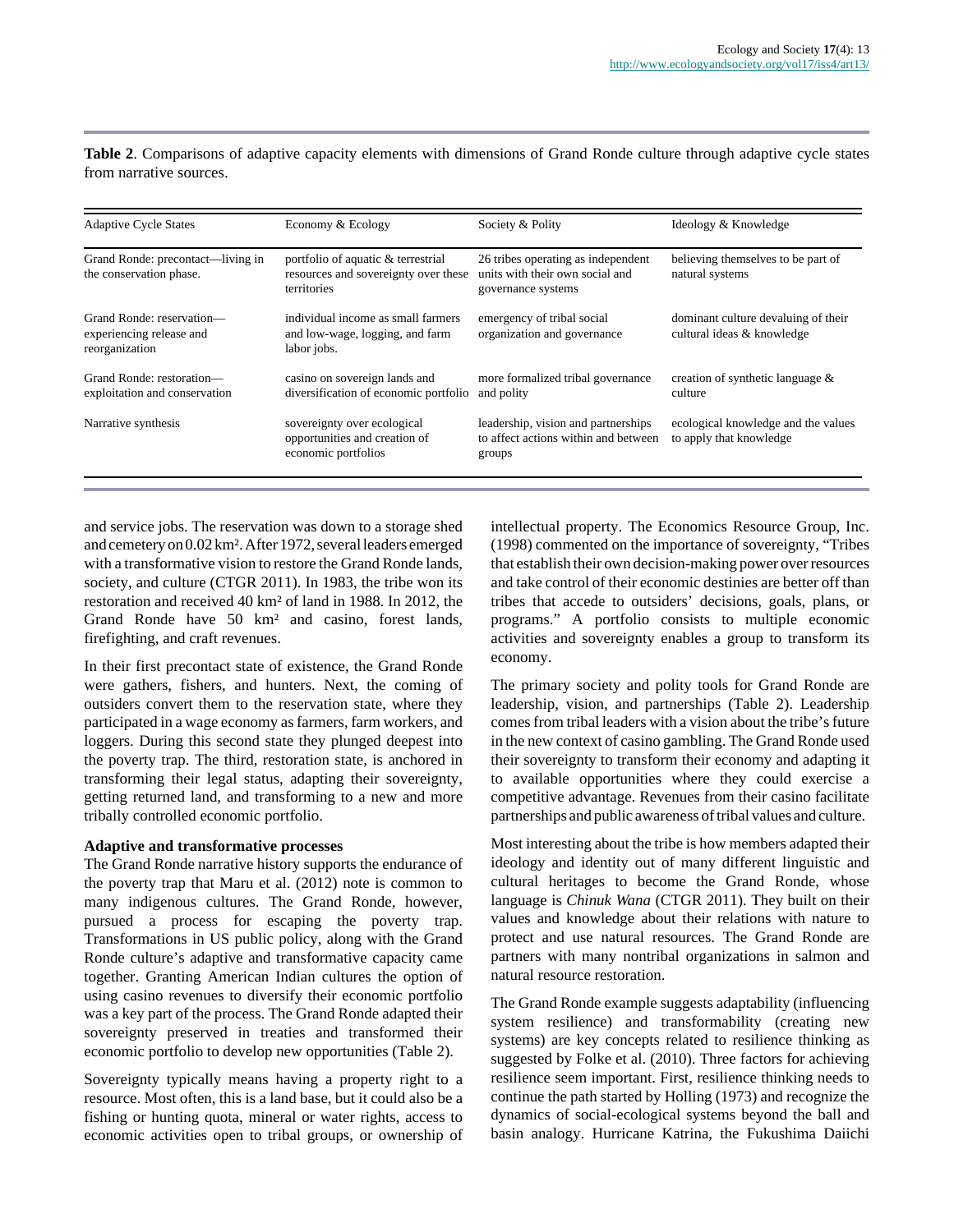**Table 2**. Comparisons of adaptive capacity elements with dimensions of Grand Ronde culture through adaptive cycle states from narrative sources.

| Adaptive Cycle States | Economy & Ecology | Society & Polity | Ideology & Knowledge |
|---|---|---|---|
| Grand Ronde: precontact—living in the conservation phase. | portfolio of aquatic & terrestrial resources and sovereignty over these territories | 26 tribes operating as independent units with their own social and governance systems | believing themselves to be part of natural systems |
| Grand Ronde: reservation—experiencing release and reorganization | individual income as small farmers and low-wage, logging, and farm labor jobs. | emergency of tribal social organization and governance | dominant culture devaluing of their cultural ideas & knowledge |
| Grand Ronde: restoration—exploitation and conservation | casino on sovereign lands and diversification of economic portfolio | more formalized tribal governance and polity | creation of synthetic language & culture |
| Narrative synthesis | sovereignty over ecological opportunities and creation of economic portfolios | leadership, vision and partnerships to affect actions within and between groups | ecological knowledge and the values to apply that knowledge |

and service jobs. The reservation was down to a storage shed and cemetery on 0.02 km². After 1972, several leaders emerged with a transformative vision to restore the Grand Ronde lands, society, and culture (CTGR 2011). In 1983, the tribe won its restoration and received 40 km² of land in 1988. In 2012, the Grand Ronde have 50 km² and casino, forest lands, firefighting, and craft revenues.

In their first precontact state of existence, the Grand Ronde were gathers, fishers, and hunters. Next, the coming of outsiders convert them to the reservation state, where they participated in a wage economy as farmers, farm workers, and loggers. During this second state they plunged deepest into the poverty trap. The third, restoration state, is anchored in transforming their legal status, adapting their sovereignty, getting returned land, and transforming to a new and more tribally controlled economic portfolio.

**Adaptive and transformative processes**

The Grand Ronde narrative history supports the endurance of the poverty trap that Maru et al. (2012) note is common to many indigenous cultures. The Grand Ronde, however, pursued a process for escaping the poverty trap. Transformations in US public policy, along with the Grand Ronde culture's adaptive and transformative capacity came together. Granting American Indian cultures the option of using casino revenues to diversify their economic portfolio was a key part of the process. The Grand Ronde adapted their sovereignty preserved in treaties and transformed their economic portfolio to develop new opportunities (Table 2).

Sovereignty typically means having a property right to a resource. Most often, this is a land base, but it could also be a fishing or hunting quota, mineral or water rights, access to economic activities open to tribal groups, or ownership of intellectual property. The Economics Resource Group, Inc. (1998) commented on the importance of sovereignty, "Tribes that establish their own decision-making power over resources and take control of their economic destinies are better off than tribes that accede to outsiders' decisions, goals, plans, or programs." A portfolio consists to multiple economic activities and sovereignty enables a group to transform its economy.

The primary society and polity tools for Grand Ronde are leadership, vision, and partnerships (Table 2). Leadership comes from tribal leaders with a vision about the tribe's future in the new context of casino gambling. The Grand Ronde used their sovereignty to transform their economy and adapting it to available opportunities where they could exercise a competitive advantage. Revenues from their casino facilitate partnerships and public awareness of tribal values and culture.

Most interesting about the tribe is how members adapted their ideology and identity out of many different linguistic and cultural heritages to become the Grand Ronde, whose language is *Chinuk Wana* (CTGR 2011). They built on their values and knowledge about their relations with nature to protect and use natural resources. The Grand Ronde are partners with many nontribal organizations in salmon and natural resource restoration.

The Grand Ronde example suggests adaptability (influencing system resilience) and transformability (creating new systems) are key concepts related to resilience thinking as suggested by Folke et al. (2010). Three factors for achieving resilience seem important. First, resilience thinking needs to continue the path started by Holling (1973) and recognize the dynamics of social-ecological systems beyond the ball and basin analogy. Hurricane Katrina, the Fukushima Daiichi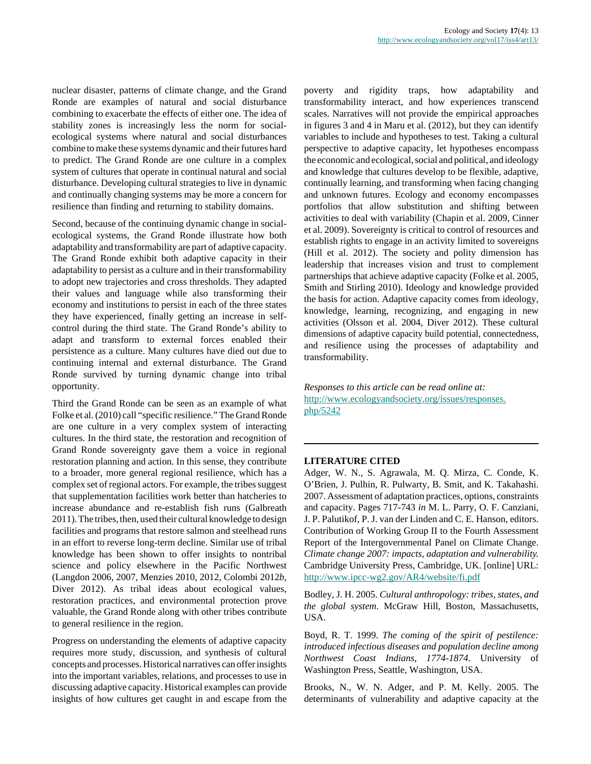nuclear disaster, patterns of climate change, and the Grand Ronde are examples of natural and social disturbance combining to exacerbate the effects of either one. The idea of stability zones is increasingly less the norm for social-ecological systems where natural and social disturbances combine to make these systems dynamic and their futures hard to predict. The Grand Ronde are one culture in a complex system of cultures that operate in continual natural and social disturbance. Developing cultural strategies to live in dynamic and continually changing systems may be more a concern for resilience than finding and returning to stability domains.

Second, because of the continuing dynamic change in social-ecological systems, the Grand Ronde illustrate how both adaptability and transformability are part of adaptive capacity. The Grand Ronde exhibit both adaptive capacity in their adaptability to persist as a culture and in their transformability to adopt new trajectories and cross thresholds. They adapted their values and language while also transforming their economy and institutions to persist in each of the three states they have experienced, finally getting an increase in self-control during the third state. The Grand Ronde's ability to adapt and transform to external forces enabled their persistence as a culture. Many cultures have died out due to continuing internal and external disturbance. The Grand Ronde survived by turning dynamic change into tribal opportunity.

Third the Grand Ronde can be seen as an example of what Folke et al. (2010) call "specific resilience." The Grand Ronde are one culture in a very complex system of interacting cultures. In the third state, the restoration and recognition of Grand Ronde sovereignty gave them a voice in regional restoration planning and action. In this sense, they contribute to a broader, more general regional resilience, which has a complex set of regional actors. For example, the tribes suggest that supplementation facilities work better than hatcheries to increase abundance and re-establish fish runs (Galbreath 2011). The tribes, then, used their cultural knowledge to design facilities and programs that restore salmon and steelhead runs in an effort to reverse long-term decline. Similar use of tribal knowledge has been shown to offer insights to nontribal science and policy elsewhere in the Pacific Northwest (Langdon 2006, 2007, Menzies 2010, 2012, Colombi 2012*b*, Diver 2012). As tribal ideas about ecological values, restoration practices, and environmental protection prove valuable, the Grand Ronde along with other tribes contribute to general resilience in the region.

Progress on understanding the elements of adaptive capacity requires more study, discussion, and synthesis of cultural concepts and processes. Historical narratives can offer insights into the important variables, relations, and processes to use in discussing adaptive capacity. Historical examples can provide insights of how cultures get caught in and escape from the poverty and rigidity traps, how adaptability and transformability interact, and how experiences transcend scales. Narratives will not provide the empirical approaches in figures 3 and 4 in Maru et al. (2012), but they can identify variables to include and hypotheses to test. Taking a cultural perspective to adaptive capacity, let hypotheses encompass the economic and ecological, social and political, and ideology and knowledge that cultures develop to be flexible, adaptive, continually learning, and transforming when facing changing and unknown futures. Ecology and economy encompasses portfolios that allow substitution and shifting between activities to deal with variability (Chapin et al. 2009, Cinner et al. 2009). Sovereignty is critical to control of resources and establish rights to engage in an activity limited to sovereigns (Hill et al. 2012). The society and polity dimension has leadership that increases vision and trust to complement partnerships that achieve adaptive capacity (Folke et al. 2005, Smith and Stirling 2010). Ideology and knowledge provided the basis for action. Adaptive capacity comes from ideology, knowledge, learning, recognizing, and engaging in new activities (Olsson et al. 2004, Diver 2012). These cultural dimensions of adaptive capacity build potential, connectedness, and resilience using the processes of adaptability and transformability.

*Responses to this article can be read online at:*
http://www.ecologyandsociety.org/issues/responses.php/5242

## LITERATURE CITED

Adger, W. N., S. Agrawala, M. Q. Mirza, C. Conde, K. O'Brien, J. Pulhin, R. Pulwarty, B. Smit, and K. Takahashi. 2007. Assessment of adaptation practices, options, constraints and capacity. Pages 717-743 *in* M. L. Parry, O. F. Canziani, J. P. Palutikof, P. J. van der Linden and C. E. Hanson, editors. Contribution of Working Group II to the Fourth Assessment Report of the Intergovernmental Panel on Climate Change. *Climate change 2007: impacts, adaptation and vulnerability.* Cambridge University Press, Cambridge, UK. [online] URL: http://www.ipcc-wg2.gov/AR4/website/fi.pdf

Bodley, J. H. 2005. *Cultural anthropology: tribes, states, and the global system*. McGraw Hill, Boston, Massachusetts, USA.

Boyd, R. T. 1999. *The coming of the spirit of pestilence: introduced infectious diseases and population decline among Northwest Coast Indians, 1774-1874.* University of Washington Press, Seattle, Washington, USA.

Brooks, N., W. N. Adger, and P. M. Kelly. 2005. The determinants of vulnerability and adaptive capacity at the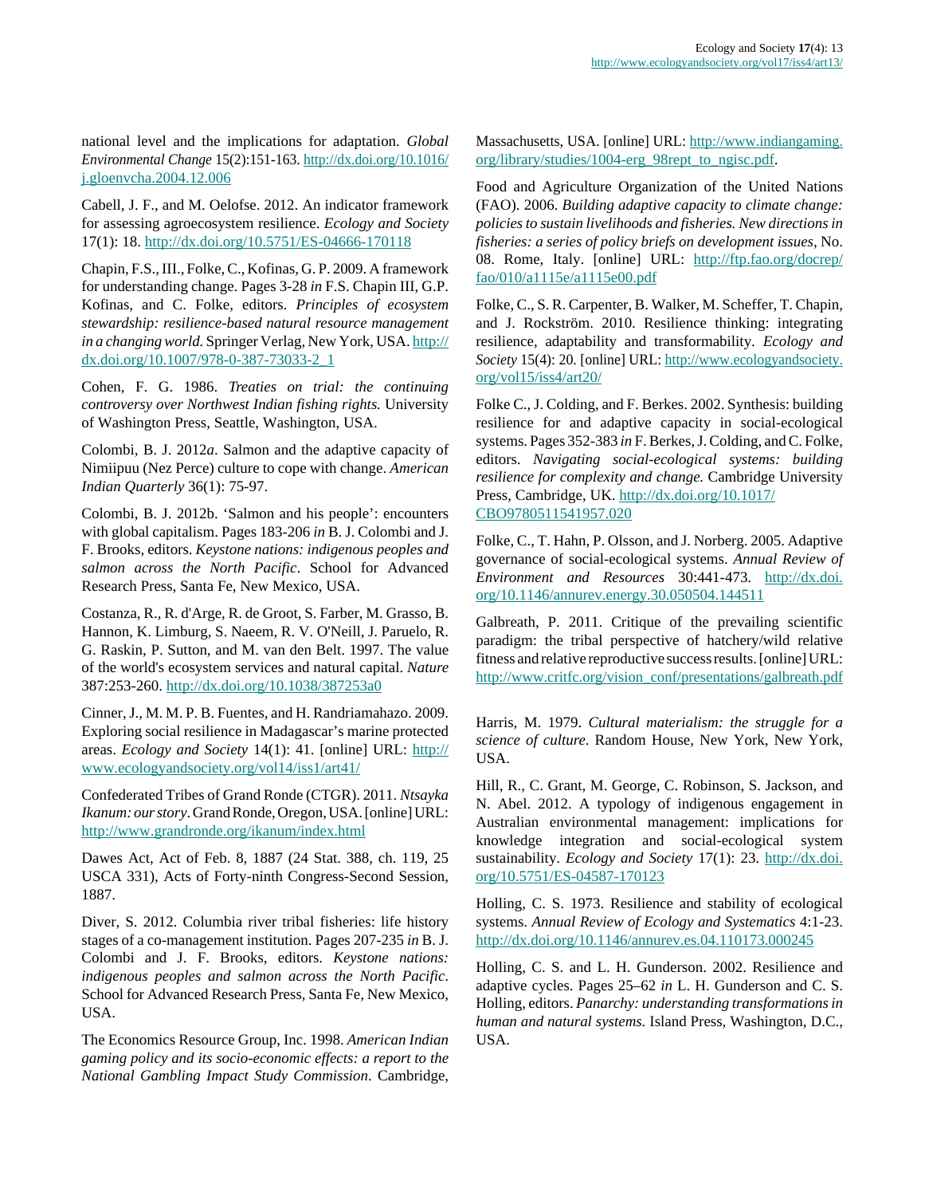national level and the implications for adaptation. *Global Environmental Change* 15(2):151-163. http://dx.doi.org/10.1016/j.gloenvcha.2004.12.006

Cabell, J. F., and M. Oelofse. 2012. An indicator framework for assessing agroecosystem resilience. *Ecology and Society* 17(1): 18. http://dx.doi.org/10.5751/ES-04666-170118

Chapin, F.S., III., Folke, C., Kofinas, G. P. 2009. A framework for understanding change. Pages 3-28 *in* F.S. Chapin III, G.P. Kofinas, and C. Folke, editors. *Principles of ecosystem stewardship: resilience-based natural resource management in a changing world.* Springer Verlag, New York, USA. http://dx.doi.org/10.1007/978-0-387-73033-2_1

Cohen, F. G. 1986. *Treaties on trial: the continuing controversy over Northwest Indian fishing rights.* University of Washington Press, Seattle, Washington, USA.

Colombi, B. J. 2012*a*. Salmon and the adaptive capacity of Nimiipuu (Nez Perce) culture to cope with change. *American Indian Quarterly* 36(1): 75-97.

Colombi, B. J. 2012b. 'Salmon and his people': encounters with global capitalism. Pages 183-206 *in* B. J. Colombi and J. F. Brooks, editors. *Keystone nations: indigenous peoples and salmon across the North Pacific*. School for Advanced Research Press, Santa Fe, New Mexico, USA.

Costanza, R., R. d'Arge, R. de Groot, S. Farber, M. Grasso, B. Hannon, K. Limburg, S. Naeem, R. V. O'Neill, J. Paruelo, R. G. Raskin, P. Sutton, and M. van den Belt. 1997. The value of the world's ecosystem services and natural capital. *Nature* 387:253-260. http://dx.doi.org/10.1038/387253a0

Cinner, J., M. M. P. B. Fuentes, and H. Randriamahazo. 2009. Exploring social resilience in Madagascar's marine protected areas. *Ecology and Society* 14(1): 41. [online] URL: http://www.ecologyandsociety.org/vol14/iss1/art41/

Confederated Tribes of Grand Ronde (CTGR). 2011. *Ntsayka Ikanum: our story*. Grand Ronde, Oregon, USA. [online] URL: http://www.grandronde.org/ikanum/index.html

Dawes Act, Act of Feb. 8, 1887 (24 Stat. 388, ch. 119, 25 USCA 331), Acts of Forty-ninth Congress-Second Session, 1887.

Diver, S. 2012. Columbia river tribal fisheries: life history stages of a co-management institution. Pages 207-235 *in* B. J. Colombi and J. F. Brooks, editors. *Keystone nations: indigenous peoples and salmon across the North Pacific*. School for Advanced Research Press, Santa Fe, New Mexico, USA.

The Economics Resource Group, Inc. 1998. *American Indian gaming policy and its socio-economic effects: a report to the National Gambling Impact Study Commission*. Cambridge, Massachusetts, USA. [online] URL: http://www.indiangaming.org/library/studies/1004-erg_98rept_to_ngisc.pdf.

Food and Agriculture Organization of the United Nations (FAO). 2006. *Building adaptive capacity to climate change: policies to sustain livelihoods and fisheries. New directions in fisheries: a series of policy briefs on development issues*, No. 08. Rome, Italy. [online] URL: http://ftp.fao.org/docrep/fao/010/a1115e/a1115e00.pdf

Folke, C., S. R. Carpenter, B. Walker, M. Scheffer, T. Chapin, and J. Rockström. 2010. Resilience thinking: integrating resilience, adaptability and transformability. *Ecology and Society* 15(4): 20. [online] URL: http://www.ecologyandsociety.org/vol15/iss4/art20/

Folke C., J. Colding, and F. Berkes. 2002. Synthesis: building resilience for and adaptive capacity in social-ecological systems. Pages 352-383 *in* F. Berkes, J. Colding, and C. Folke, editors. *Navigating social-ecological systems: building resilience for complexity and change.* Cambridge University Press, Cambridge, UK. http://dx.doi.org/10.1017/CBO9780511541957.020

Folke, C., T. Hahn, P. Olsson, and J. Norberg. 2005. Adaptive governance of social-ecological systems. *Annual Review of Environment and Resources* 30:441-473. http://dx.doi.org/10.1146/annurev.energy.30.050504.144511

Galbreath, P. 2011. Critique of the prevailing scientific paradigm: the tribal perspective of hatchery/wild relative fitness and relative reproductive success results. [online] URL: http://www.critfc.org/vision_conf/presentations/galbreath.pdf

Harris, M. 1979. *Cultural materialism: the struggle for a science of culture*. Random House, New York, New York, USA.

Hill, R., C. Grant, M. George, C. Robinson, S. Jackson, and N. Abel. 2012. A typology of indigenous engagement in Australian environmental management: implications for knowledge integration and social-ecological system sustainability. *Ecology and Society* 17(1): 23. http://dx.doi.org/10.5751/ES-04587-170123

Holling, C. S. 1973. Resilience and stability of ecological systems. *Annual Review of Ecology and Systematics* 4:1-23. http://dx.doi.org/10.1146/annurev.es.04.110173.000245

Holling, C. S. and L. H. Gunderson. 2002. Resilience and adaptive cycles. Pages 25–62 *in* L. H. Gunderson and C. S. Holling, editors. *Panarchy: understanding transformations in human and natural systems.* Island Press, Washington, D.C., USA.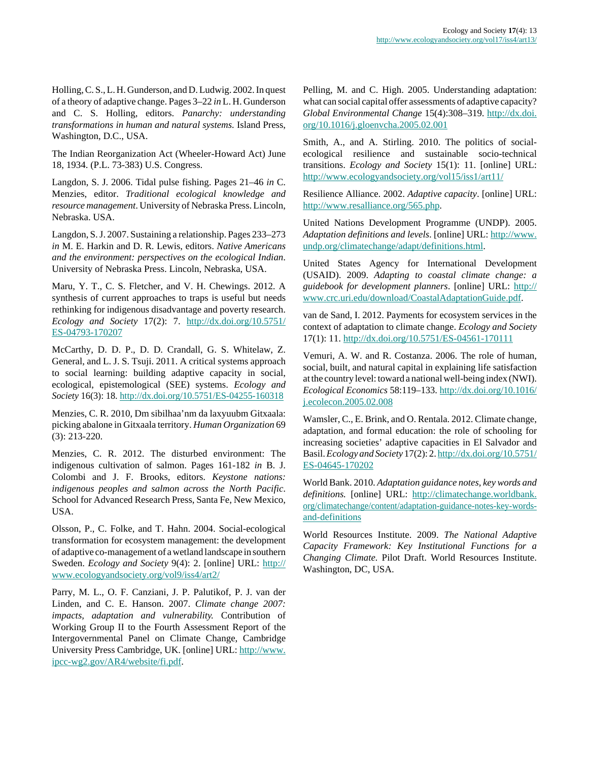Holling, C. S., L. H. Gunderson, and D. Ludwig. 2002. In quest of a theory of adaptive change. Pages 3–22 *in* L. H. Gunderson and C. S. Holling, editors. *Panarchy: understanding transformations in human and natural systems*. Island Press, Washington, D.C., USA.

The Indian Reorganization Act (Wheeler-Howard Act) June 18, 1934. (P.L. 73-383) U.S. Congress.

Langdon, S. J. 2006. Tidal pulse fishing. Pages 21–46 *in* C. Menzies, editor. *Traditional ecological knowledge and resource management*. University of Nebraska Press. Lincoln, Nebraska. USA.

Langdon, S. J. 2007. Sustaining a relationship. Pages 233–273 *in* M. E. Harkin and D. R. Lewis, editors. *Native Americans and the environment: perspectives on the ecological Indian*. University of Nebraska Press. Lincoln, Nebraska, USA.

Maru, Y. T., C. S. Fletcher, and V. H. Chewings. 2012. A synthesis of current approaches to traps is useful but needs rethinking for indigenous disadvantage and poverty research. *Ecology and Society* 17(2): 7. http://dx.doi.org/10.5751/ES-04793-170207

McCarthy, D. D. P., D. D. Crandall, G. S. Whitelaw, Z. General, and L. J. S. Tsuji. 2011. A critical systems approach to social learning: building adaptive capacity in social, ecological, epistemological (SEE) systems. *Ecology and Society* 16(3): 18. http://dx.doi.org/10.5751/ES-04255-160318

Menzies, C. R. 2010, Dm sibilhaa'nm da laxyuubm Gitxaala: picking abalone in Gitxaala territory. *Human Organization* 69 (3): 213-220.

Menzies, C. R. 2012. The disturbed environment: The indigenous cultivation of salmon. Pages 161-182 *in* B. J. Colombi and J. F. Brooks, editors. *Keystone nations: indigenous peoples and salmon across the North Pacific*. School for Advanced Research Press, Santa Fe, New Mexico, USA.

Olsson, P., C. Folke, and T. Hahn. 2004. Social-ecological transformation for ecosystem management: the development of adaptive co-management of a wetland landscape in southern Sweden. *Ecology and Society* 9(4): 2. [online] URL: http://www.ecologyandsociety.org/vol9/iss4/art2/

Parry, M. L., O. F. Canziani, J. P. Palutikof, P. J. van der Linden, and C. E. Hanson. 2007. *Climate change 2007: impacts, adaptation and vulnerability.* Contribution of Working Group II to the Fourth Assessment Report of the Intergovernmental Panel on Climate Change, Cambridge University Press Cambridge, UK. [online] URL: http://www.ipcc-wg2.gov/AR4/website/fi.pdf.

Pelling, M. and C. High. 2005. Understanding adaptation: what can social capital offer assessments of adaptive capacity? *Global Environmental Change* 15(4):308–319. http://dx.doi.org/10.1016/j.gloenvcha.2005.02.001

Smith, A., and A. Stirling. 2010. The politics of social-ecological resilience and sustainable socio-technical transitions. *Ecology and Society* 15(1): 11. [online] URL: http://www.ecologyandsociety.org/vol15/iss1/art11/

Resilience Alliance. 2002. *Adaptive capacity*. [online] URL: http://www.resalliance.org/565.php.

United Nations Development Programme (UNDP). 2005. *Adaptation definitions and levels*. [online] URL: http://www.undp.org/climatechange/adapt/definitions.html.

United States Agency for International Development (USAID). 2009. *Adapting to coastal climate change: a guidebook for development planners*. [online] URL: http://www.crc.uri.edu/download/CoastalAdaptationGuide.pdf.

van de Sand, I. 2012. Payments for ecosystem services in the context of adaptation to climate change. *Ecology and Society* 17(1): 11. http://dx.doi.org/10.5751/ES-04561-170111

Vemuri, A. W. and R. Costanza. 2006. The role of human, social, built, and natural capital in explaining life satisfaction at the country level: toward a national well-being index (NWI). *Ecological Economics* 58:119–133. http://dx.doi.org/10.1016/j.ecolecon.2005.02.008

Wamsler, C., E. Brink, and O. Rentala. 2012. Climate change, adaptation, and formal education: the role of schooling for increasing societies' adaptive capacities in El Salvador and Basil. *Ecology and Society* 17(2): 2. http://dx.doi.org/10.5751/ES-04645-170202

World Bank. 2010. *Adaptation guidance notes, key words and definitions.* [online] URL: http://climatechange.worldbank.org/climatechange/content/adaptation-guidance-notes-key-words-and-definitions

World Resources Institute. 2009. *The National Adaptive Capacity Framework: Key Institutional Functions for a Changing Climate.* Pilot Draft. World Resources Institute. Washington, DC, USA.